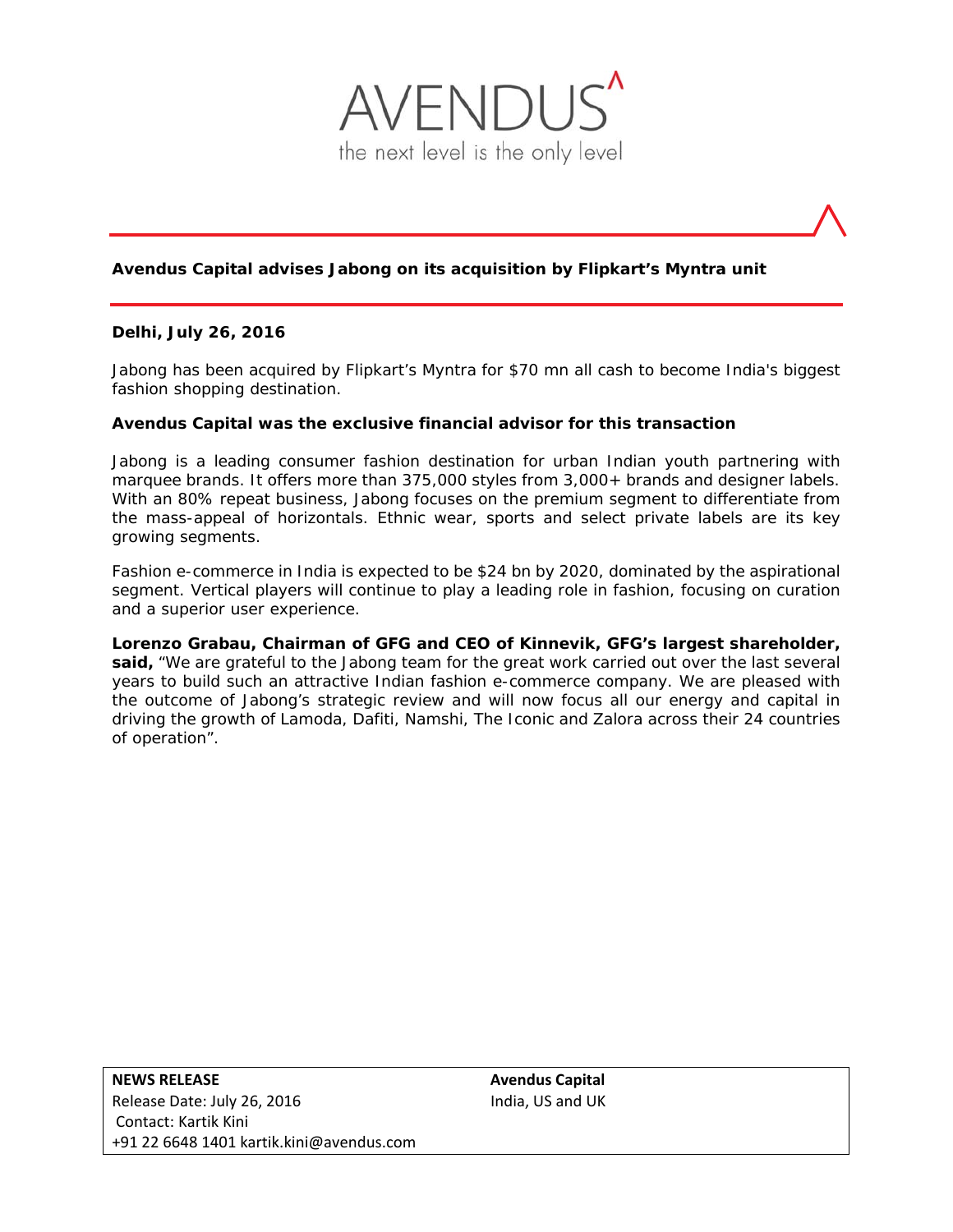AVENDUS

the next level is the only level

# Avendus Capital advises Jabong on its acquisition by Flipkart's Myntra unit

**Delhi, July 26, 2016**

Jabong has been acquired by Flipkart's Myntra for $70 mn all cash to become India's biggest fashion shopping destination.

**Avendus Capital was the exclusive financial advisor for this transaction**

Jabong is a leading consumer fashion destination for urban Indian youth partnering with marquee brands. It offers more than 375,000 styles from 3,000+ brands and designer labels. With an 80% repeat business, Jabong focuses on the premium segment to differentiate from the mass-appeal of horizontals. Ethnic wear, sports and select private labels are its key growing segments.

Fashion e-commerce in India is expected to be $24 bn by 2020, dominated by the aspirational segment. Vertical players will continue to play a leading role in fashion, focusing on curation and a superior user experience.

**Lorenzo Grabau, Chairman of GFG and CEO of Kinnevik, GFG's largest shareholder, said,** "We are grateful to the Jabong team for the great work carried out over the last several years to build such an attractive Indian fashion e-commerce company. We are pleased with the outcome of Jabong's strategic review and will now focus all our energy and capital in driving the growth of Lamoda, Dafiti, Namshi, The Iconic and Zalora across their 24 countries of operation".

| **NEWS RELEASE** | **Avendus Capital** |
| --- | --- |
| Release Date: July 26, 2016 | India, US and UK |
| Contact: Kartik Kini | |
| +91 22 6648 1401 kartik.kini@avendus.com | |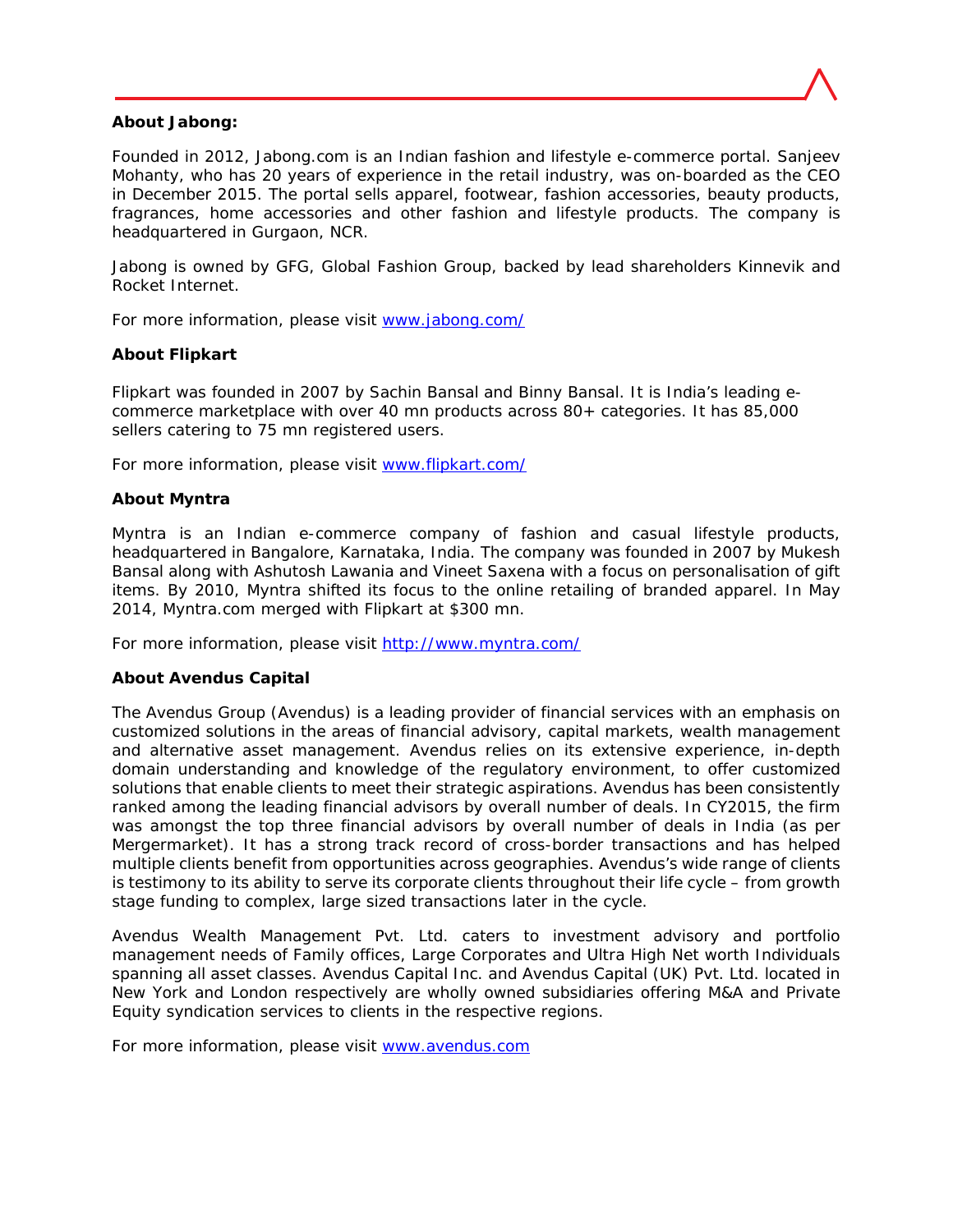**About Jabong:**

Founded in 2012, Jabong.com is an Indian fashion and lifestyle e-commerce portal. Sanjeev Mohanty, who has 20 years of experience in the retail industry, was on-boarded as the CEO in December 2015. The portal sells apparel, footwear, fashion accessories, beauty products, fragrances, home accessories and other fashion and lifestyle products. The company is headquartered in Gurgaon, NCR.

Jabong is owned by GFG, Global Fashion Group, backed by lead shareholders Kinnevik and Rocket Internet.

For more information, please visit [www.jabong.com/](www.jabong.com/)

**About Flipkart**

Flipkart was founded in 2007 by Sachin Bansal and Binny Bansal. It is India's leading e-commerce marketplace with over 40 mn products across 80+ categories. It has 85,000 sellers catering to 75 mn registered users.

For more information, please visit [www.flipkart.com/](www.flipkart.com/)

**About Myntra**

Myntra is an Indian e-commerce company of fashion and casual lifestyle products, headquartered in Bangalore, Karnataka, India. The company was founded in 2007 by Mukesh Bansal along with Ashutosh Lawania and Vineet Saxena with a focus on personalisation of gift items. By 2010, Myntra shifted its focus to the online retailing of branded apparel. In May 2014, Myntra.com merged with Flipkart at $300 mn.

For more information, please visit [http://www.myntra.com/](http://www.myntra.com/)

**About Avendus Capital**

The Avendus Group (Avendus) is a leading provider of financial services with an emphasis on customized solutions in the areas of financial advisory, capital markets, wealth management and alternative asset management. Avendus relies on its extensive experience, in-depth domain understanding and knowledge of the regulatory environment, to offer customized solutions that enable clients to meet their strategic aspirations. Avendus has been consistently ranked among the leading financial advisors by overall number of deals. In CY2015, the firm was amongst the top three financial advisors by overall number of deals in India (as per Mergermarket). It has a strong track record of cross-border transactions and has helped multiple clients benefit from opportunities across geographies. Avendus's wide range of clients is testimony to its ability to serve its corporate clients throughout their life cycle – from growth stage funding to complex, large sized transactions later in the cycle.

Avendus Wealth Management Pvt. Ltd. caters to investment advisory and portfolio management needs of Family offices, Large Corporates and Ultra High Net worth Individuals spanning all asset classes. Avendus Capital Inc. and Avendus Capital (UK) Pvt. Ltd. located in New York and London respectively are wholly owned subsidiaries offering M&A and Private Equity syndication services to clients in the respective regions.

For more information, please visit [www.avendus.com](www.avendus.com)